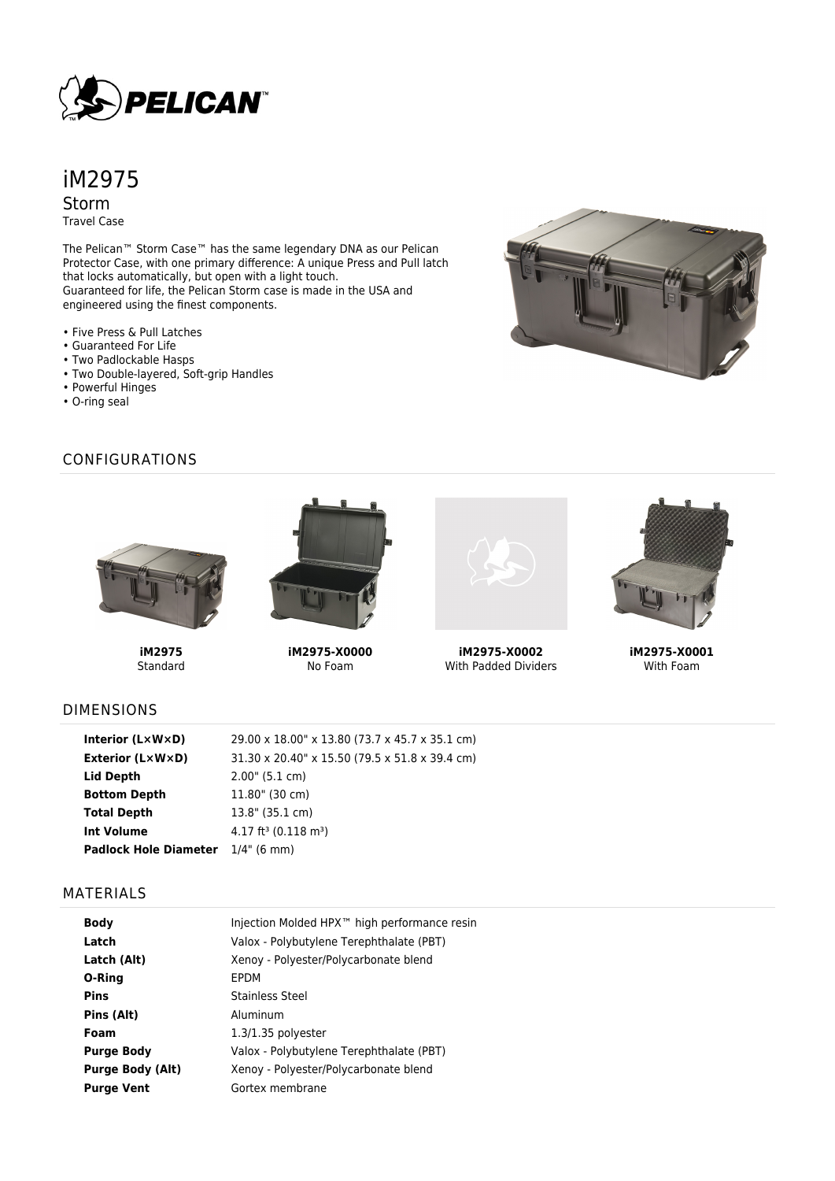# iM2975

## Storm

Travel Case

The Pelican™ Storm Case™ has the same legendary DNA as our Pelican Protector Case, with one primary difference: A unique Press and Pull latch that locks automatically, but open with a light touch.
Guaranteed for life, the Pelican Storm case is made in the USA and engineered using the finest components.

- Five Press & Pull Latches
- Guaranteed For Life
- Two Padlockable Hasps
- Two Double-layered, Soft-grip Handles
- Powerful Hinges
- O-ring seal

## CONFIGURATIONS

**iM2975**
Standard

**iM2975-X0000**
No Foam

**iM2975-X0002**
With Padded Dividers

**iM2975-X0001**
With Foam

## DIMENSIONS

| | |
|---|---|
| **Interior (L×W×D)** | 29.00 x 18.00" x 13.80 (73.7 x 45.7 x 35.1 cm) |
| **Exterior (L×W×D)** | 31.30 x 20.40" x 15.50 (79.5 x 51.8 x 39.4 cm) |
| **Lid Depth** | 2.00" (5.1 cm) |
| **Bottom Depth** | 11.80" (30 cm) |
| **Total Depth** | 13.8" (35.1 cm) |
| **Int Volume** | 4.17 ft³ (0.118 m³) |
| **Padlock Hole Diameter** | 1/4" (6 mm) |

## MATERIALS

| | |
|---|---|
| **Body** | Injection Molded HPX™ high performance resin |
| **Latch** | Valox - Polybutylene Terephthalate (PBT) |
| **Latch (Alt)** | Xenoy - Polyester/Polycarbonate blend |
| **O-Ring** | EPDM |
| **Pins** | Stainless Steel |
| **Pins (Alt)** | Aluminum |
| **Foam** | 1.3/1.35 polyester |
| **Purge Body** | Valox - Polybutylene Terephthalate (PBT) |
| **Purge Body (Alt)** | Xenoy - Polyester/Polycarbonate blend |
| **Purge Vent** | Gortex membrane |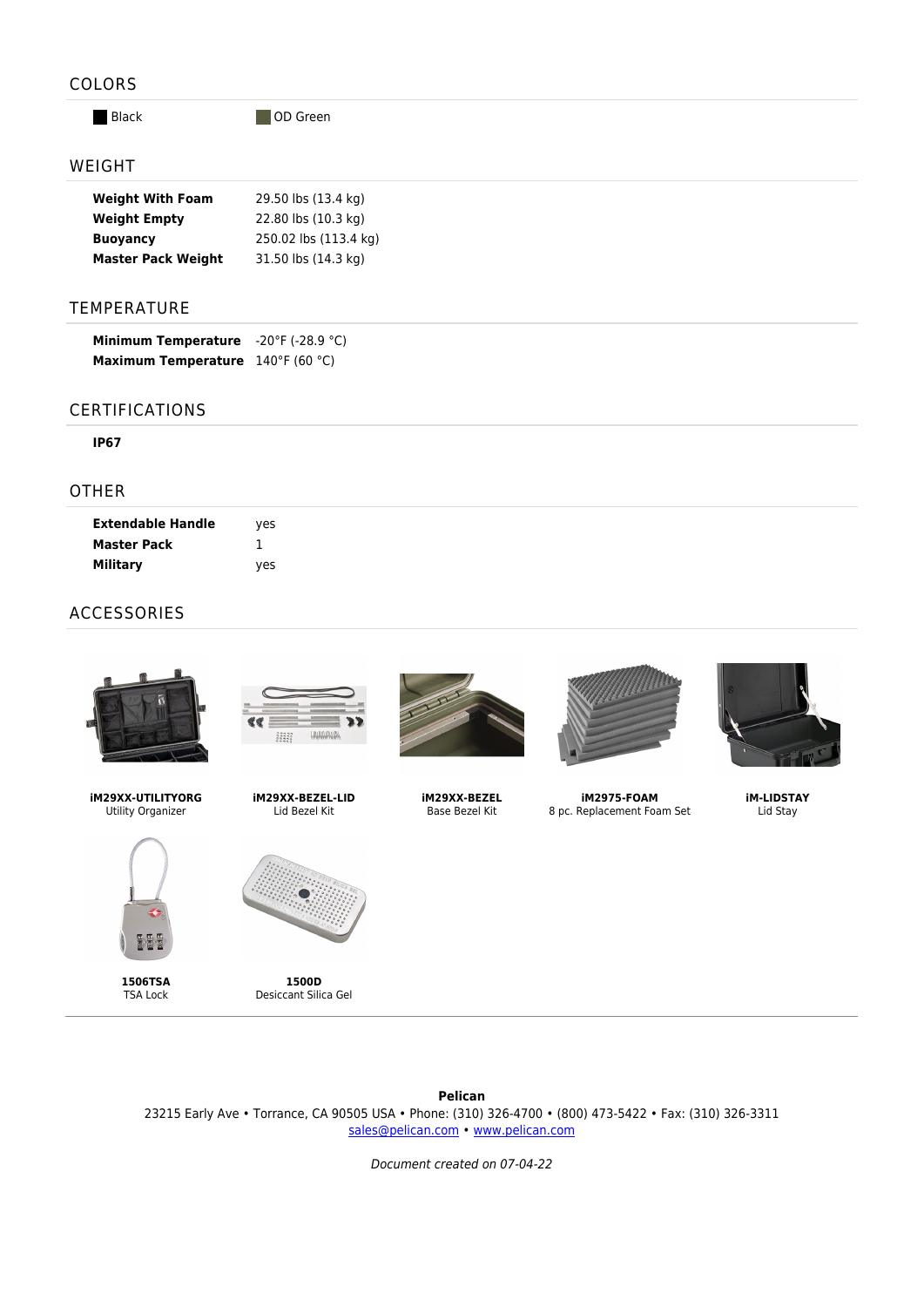## COLORS

Black | OD Green

## WEIGHT

| | |
|---|---|
| **Weight With Foam** | 29.50 lbs (13.4 kg) |
| **Weight Empty** | 22.80 lbs (10.3 kg) |
| **Buoyancy** | 250.02 lbs (113.4 kg) |
| **Master Pack Weight** | 31.50 lbs (14.3 kg) |

## TEMPERATURE

| | |
|---|---|
| **Minimum Temperature** | -20°F (-28.9 °C) |
| **Maximum Temperature** | 140°F (60 °C) |

## CERTIFICATIONS

**IP67**

## OTHER

| | |
|---|---|
| **Extendable Handle** | yes |
| **Master Pack** | 1 |
| **Military** | yes |

## ACCESSORIES

**iM29XX-UTILITYORG**
Utility Organizer

**iM29XX-BEZEL-LID**
Lid Bezel Kit

**iM29XX-BEZEL**
Base Bezel Kit

**iM2975-FOAM**
8 pc. Replacement Foam Set

**iM-LIDSTAY**
Lid Stay

**1506TSA**
TSA Lock

**1500D**
Desiccant Silica Gel

**Pelican**
23215 Early Ave • Torrance, CA 90505 USA • Phone: (310) 326-4700 • (800) 473-5422 • Fax: (310) 326-3311
sales@pelican.com • www.pelican.com

*Document created on 07-04-22*